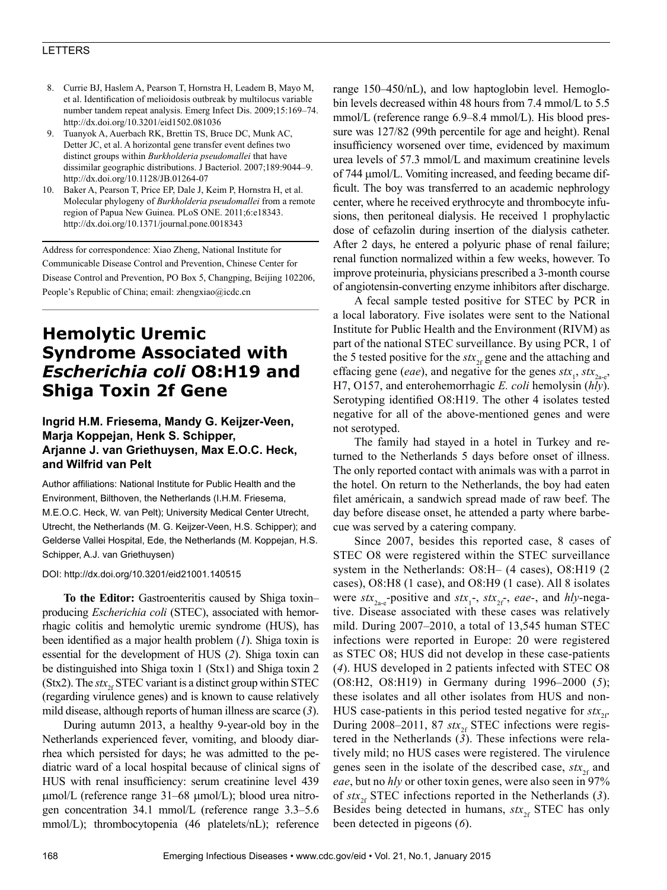8. Currie BJ, Haslem A, Pearson T, Hornstra H, Leadem B, Mayo M, et al. Identification of melioidosis outbreak by multilocus variable number tandem repeat analysis. Emerg Infect Dis. 2009;15:169–74. http://dx.doi.org/10.3201/eid1502.081036
9. Tuanyok A, Auerbach RK, Brettin TS, Bruce DC, Munk AC, Detter JC, et al. A horizontal gene transfer event defines two distinct groups within *Burkholderia pseudomallei* that have dissimilar geographic distributions. J Bacteriol. 2007;189:9044–9. http://dx.doi.org/10.1128/JB.01264-07
10. Baker A, Pearson T, Price EP, Dale J, Keim P, Hornstra H, et al. Molecular phylogeny of *Burkholderia pseudomallei* from a remote region of Papua New Guinea. PLoS ONE. 2011;6:e18343. http://dx.doi.org/10.1371/journal.pone.0018343

Address for correspondence: Xiao Zheng, National Institute for Communicable Disease Control and Prevention, Chinese Center for Disease Control and Prevention, PO Box 5, Changping, Beijing 102206, People's Republic of China; email: zhengxiao@icdc.cn

# Hemolytic Uremic Syndrome Associated with *Escherichia coli* O8:H19 and Shiga Toxin 2f Gene

**Ingrid H.M. Friesema, Mandy G. Keijzer-Veen, Marja Koppejan, Henk S. Schipper, Arjanne J. van Griethuysen, Max E.O.C. Heck, and Wilfrid van Pelt**

Author affiliations: National Institute for Public Health and the Environment, Bilthoven, the Netherlands (I.H.M. Friesema, M.E.O.C. Heck, W. van Pelt); University Medical Center Utrecht, Utrecht, the Netherlands (M. G. Keijzer-Veen, H.S. Schipper); and Gelderse Vallei Hospital, Ede, the Netherlands (M. Koppejan, H.S. Schipper, A.J. van Griethuysen)

DOI: http://dx.doi.org/10.3201/eid21001.140515

**To the Editor:** Gastroenteritis caused by Shiga toxin–producing *Escherichia coli* (STEC), associated with hemorrhagic colitis and hemolytic uremic syndrome (HUS), has been identified as a major health problem (*1*). Shiga toxin is essential for the development of HUS (*2*). Shiga toxin can be distinguished into Shiga toxin 1 (Stx1) and Shiga toxin 2 (Stx2). The $stx_{2f}$ STEC variant is a distinct group within STEC (regarding virulence genes) and is known to cause relatively mild disease, although reports of human illness are scarce (*3*).

During autumn 2013, a healthy 9-year-old boy in the Netherlands experienced fever, vomiting, and bloody diarrhea which persisted for days; he was admitted to the pediatric ward of a local hospital because of clinical signs of HUS with renal insufficiency: serum creatinine level 439 μmol/L (reference range 31–68 μmol/L); blood urea nitrogen concentration 34.1 mmol/L (reference range 3.3–5.6 mmol/L); thrombocytopenia (46 platelets/nL); reference range 150–450/nL), and low haptoglobin level. Hemoglobin levels decreased within 48 hours from 7.4 mmol/L to 5.5 mmol/L (reference range 6.9–8.4 mmol/L). His blood pressure was 127/82 (99th percentile for age and height). Renal insufficiency worsened over time, evidenced by maximum urea levels of 57.3 mmol/L and maximum creatinine levels of 744 μmol/L. Vomiting increased, and feeding became difficult. The boy was transferred to an academic nephrology center, where he received erythrocyte and thrombocyte infusions, then peritoneal dialysis. He received 1 prophylactic dose of cefazolin during insertion of the dialysis catheter. After 2 days, he entered a polyuric phase of renal failure; renal function normalized within a few weeks, however. To improve proteinuria, physicians prescribed a 3-month course of angiotensin-converting enzyme inhibitors after discharge.

A fecal sample tested positive for STEC by PCR in a local laboratory. Five isolates were sent to the National Institute for Public Health and the Environment (RIVM) as part of the national STEC surveillance. By using PCR, 1 of the 5 tested positive for the $stx_{2f}$ gene and the attaching and effacing gene (*eae*), and negative for the genes $stx_1$, $stx_{2a\text{-}e}$, H7, O157, and enterohemorrhagic *E. coli* hemolysin (*hly*). Serotyping identified O8:H19. The other 4 isolates tested negative for all of the above-mentioned genes and were not serotyped.

The family had stayed in a hotel in Turkey and returned to the Netherlands 5 days before onset of illness. The only reported contact with animals was with a parrot in the hotel. On return to the Netherlands, the boy had eaten filet américain, a sandwich spread made of raw beef. The day before disease onset, he attended a party where barbecue was served by a catering company.

Since 2007, besides this reported case, 8 cases of STEC O8 were registered within the STEC surveillance system in the Netherlands: O8:H– (4 cases), O8:H19 (2 cases), O8:H8 (1 case), and O8:H9 (1 case). All 8 isolates were $stx_{2a\text{-}e}$-positive and $stx_1$-, $stx_{2f}$-, *eae*-, and *hly*-negative. Disease associated with these cases was relatively mild. During 2007–2010, a total of 13,545 human STEC infections were reported in Europe: 20 were registered as STEC O8; HUS did not develop in these case-patients (*4*). HUS developed in 2 patients infected with STEC O8 (O8:H2, O8:H19) in Germany during 1996–2000 (*5*); these isolates and all other isolates from HUS and non-HUS case-patients in this period tested negative for $stx_{2f}$. During 2008–2011, 87 $stx_{2f}$ STEC infections were registered in the Netherlands (*3*). These infections were relatively mild; no HUS cases were registered. The virulence genes seen in the isolate of the described case, $stx_{2f}$ and *eae*, but no *hly* or other toxin genes, were also seen in 97% of $stx_{2f}$ STEC infections reported in the Netherlands (*3*). Besides being detected in humans, $stx_{2f}$ STEC has only been detected in pigeons (*6*).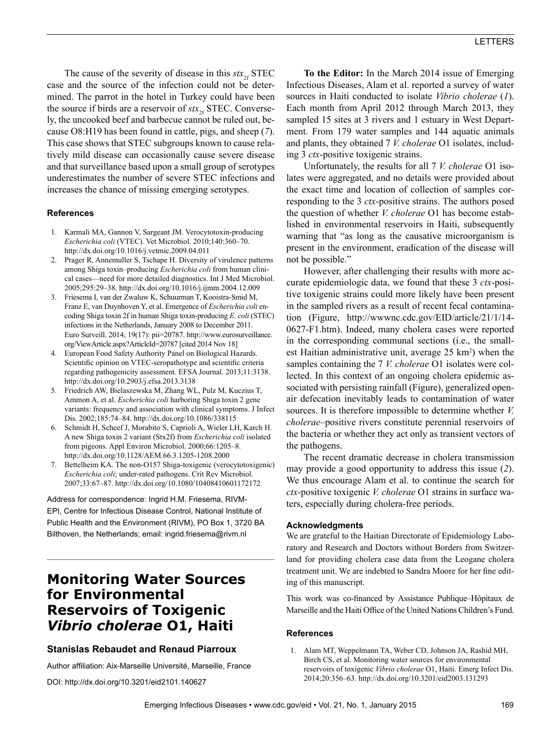The cause of the severity of disease in this $stx_{2f}$ STEC case and the source of the infection could not be determined. The parrot in the hotel in Turkey could have been the source if birds are a reservoir of $stx_{2f}$ STEC. Conversely, the uncooked beef and barbecue cannot be ruled out, because O8:H19 has been found in cattle, pigs, and sheep (*7*). This case shows that STEC subgroups known to cause relatively mild disease can occasionally cause severe disease and that surveillance based upon a small group of serotypes underestimates the number of severe STEC infections and increases the chance of missing emerging serotypes.

### References

1. Karmali MA, Gannon V, Sargeant JM. Verocytotoxin-producing *Escherichia coli* (VTEC). Vet Microbiol. 2010;140:360–70. http://dx.doi.org/10.1016/j.vetmic.2009.04.011
2. Prager R, Annemuller S, Tschape H. Diversity of virulence patterns among Shiga toxin–producing *Escherichia coli* from human clinical cases—need for more detailed diagnostics. Int J Med Microbiol. 2005;295:29–38. http://dx.doi.org/10.1016/j.ijmm.2004.12.009
3. Friesema I, van der Zwaluw K, Schuurman T, Kooistra-Smid M, Franz E, van Duynhoven Y, et al. Emergence of *Escherichia coli* encoding Shiga toxin 2f in human Shiga toxin-producing *E. coli* (STEC) infections in the Netherlands, January 2008 to December 2011. Euro Surveill. 2014; 19(17): pii=20787. http://www.eurosurveillance.org/ViewArticle.aspx?ArticleId=20787 [cited 2014 Nov 18]
4. European Food Safety Authority Panel on Biological Hazards. Scientific opinion on VTEC-seropathotype and scientific criteria regarding pathogenicity assessment. EFSA Journal. 2013;11:3138. http://dx.doi.org/10.2903/j.efsa.2013.3138
5. Friedrich AW, Bielaszewska M, Zhang WL, Pulz M, Kuczius T, Ammon A, et al. *Escherichia coli* harboring Shiga toxin 2 gene variants: frequency and association with clinical symptoms. J Infect Dis. 2002;185:74–84. http://dx.doi.org/10.1086/338115
6. Schmidt H, Scheef J, Morabito S, Caprioli A, Wieler LH, Karch H. A new Shiga toxin 2 variant (Stx2f) from *Escherichia coli* isolated from pigeons. Appl Environ Microbiol. 2000;66:1205–8. http://dx.doi.org/10.1128/AEM.66.3.1205-1208.2000
7. Bettelheim KA. The non-O157 Shiga-toxigenic (verocytotoxigenic) *Escherichia coli*; under-rated pathogens. Crit Rev Microbiol. 2007;33:67–87. http://dx.doi.org/10.1080/10408410601172172

Address for correspondence: Ingrid H.M. Friesema, RIVM-EPI, Centre for Infectious Disease Control, National Institute of Public Health and the Environment (RIVM), PO Box 1, 3720 BA Bilthoven, the Netherlands; email: ingrid.friesema@rivm.nl

# Monitoring Water Sources for Environmental Reservoirs of Toxigenic *Vibrio cholerae* O1, Haiti

**Stanislas Rebaudet and Renaud Piarroux**

Author affiliation: Aix-Marseille Université, Marseille, France

DOI: http://dx.doi.org/10.3201/eid2101.140627

**To the Editor:** In the March 2014 issue of Emerging Infectious Diseases, Alam et al. reported a survey of water sources in Haiti conducted to isolate *Vibrio cholerae* (*1*). Each month from April 2012 through March 2013, they sampled 15 sites at 3 rivers and 1 estuary in West Department. From 179 water samples and 144 aquatic animals and plants, they obtained 7 *V. cholerae* O1 isolates, including 3 *ctx*-positive toxigenic strains.

Unfortunately, the results for all 7 *V. cholerae* O1 isolates were aggregated, and no details were provided about the exact time and location of collection of samples corresponding to the 3 *ctx*-positive strains. The authors posed the question of whether *V. cholerae* O1 has become established in environmental reservoirs in Haiti, subsequently warning that "as long as the causative microorganism is present in the environment, eradication of the disease will not be possible."

However, after challenging their results with more accurate epidemiologic data, we found that these 3 *ctx*-positive toxigenic strains could more likely have been present in the sampled rivers as a result of recent fecal contamination (Figure, http://wwwnc.cdc.gov/EID/article/21/1/14-0627-F1.htm). Indeed, many cholera cases were reported in the corresponding communal sections (i.e., the smallest Haitian administrative unit, average 25 km$^2$) when the samples containing the 7 *V. cholerae* O1 isolates were collected. In this context of an ongoing cholera epidemic associated with persisting rainfall (Figure), generalized open-air defecation inevitably leads to contamination of water sources. It is therefore impossible to determine whether *V. cholerae*–positive rivers constitute perennial reservoirs of the bacteria or whether they act only as transient vectors of the pathogens.

The recent dramatic decrease in cholera transmission may provide a good opportunity to address this issue (*2*). We thus encourage Alam et al. to continue the search for *ctx*-positive toxigenic *V. cholerae* O1 strains in surface waters, especially during cholera-free periods.

### Acknowledgments

We are grateful to the Haitian Directorate of Epidemiology Laboratory and Research and Doctors without Borders from Switzerland for providing cholera case data from the Leogane cholera treatment unit. We are indebted to Sandra Moore for her fine editing of this manuscript.

This work was co-financed by Assistance Publique–Hôpitaux de Marseille and the Haiti Office of the United Nations Children's Fund.

### References

1. Alam MT, Weppelmann TA, Weber CD, Johnson JA, Rashid MH, Birch CS, et al. Monitoring water sources for environmental reservoirs of toxigenic *Vibrio cholerae* O1, Haiti. Emerg Infect Dis. 2014;20:356–63. http://dx.doi.org/10.3201/eid2003.131293